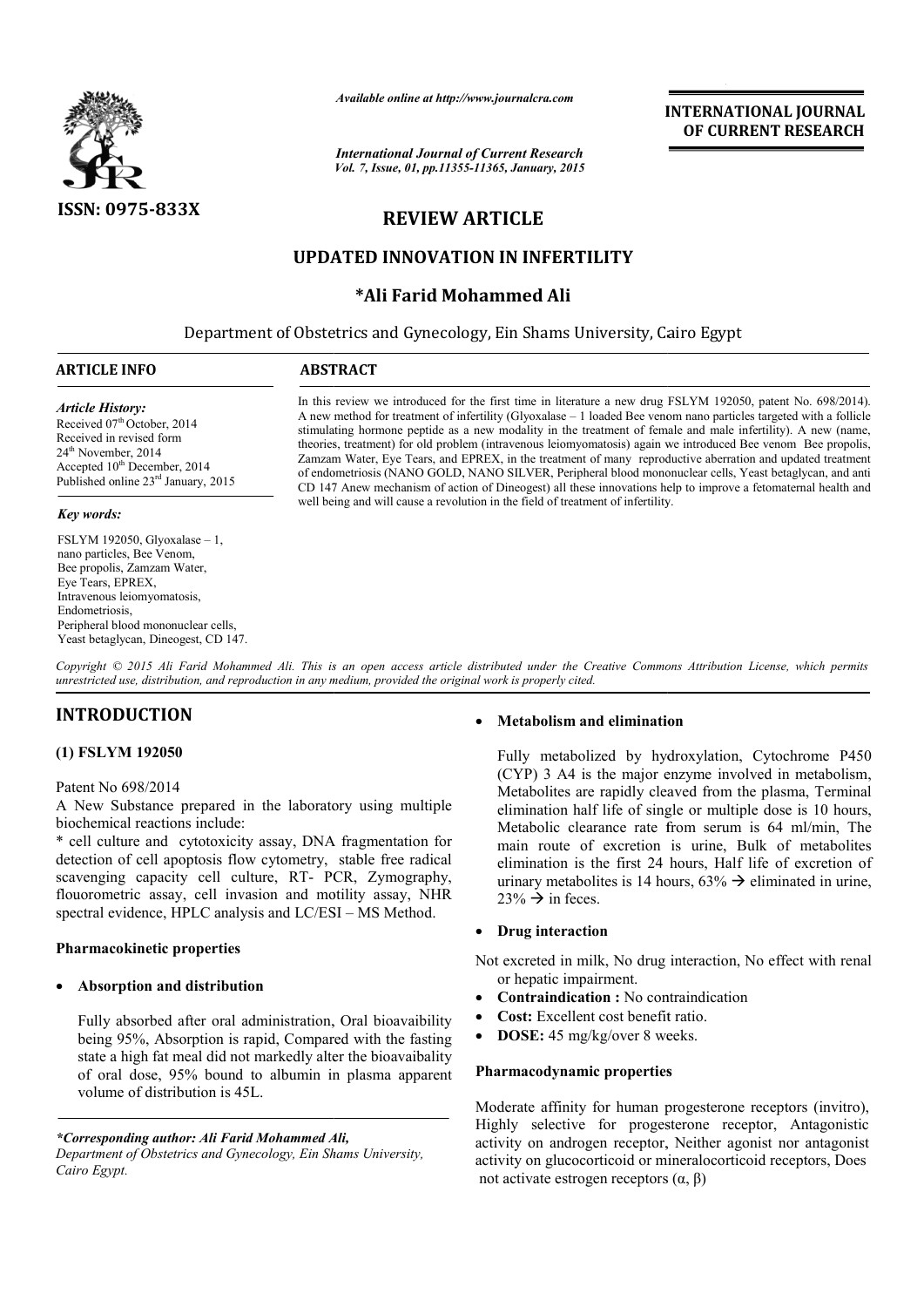*Available online at http://www.journalcra.com*

*International Journal of Current Research*
*Vol. 7, Issue, 01, pp.11355-11365, January, 2015*

**INTERNATIONAL JOURNAL OF CURRENT RESEARCH**

ISSN: 0975-833X

# REVIEW ARTICLE

# UPDATED INNOVATION IN INFERTILITY

## *Ali Farid Mohammed Ali

Department of Obstetrics and Gynecology, Ein Shams University, Cairo Egypt

**ARTICLE INFO**

*Article History:*
Received 07th October, 2014
Received in revised form
24th November, 2014
Accepted 10th December, 2014
Published online 23rd January, 2015

*Key words:*

FSLYM 192050, Glyoxalase – 1, nano particles, Bee Venom, Bee propolis, Zamzam Water, Eye Tears, EPREX, Intravenous leiomyomatosis, Endometriosis, Peripheral blood mononuclear cells, Yeast betaglycan, Dineogest, CD 147.

**ABSTRACT**

In this review we introduced for the first time in literature a new drug FSLYM 192050, patent No. 698/2014). A new method for treatment of infertility (Glyoxalase – 1 loaded Bee venom nano particles targeted with a follicle stimulating hormone peptide as a new modality in the treatment of female and male infertility). A new (name, theories, treatment) for old problem (intravenous leiomyomatosis) again we introduced Bee venom Bee propolis, Zamzam Water, Eye Tears, and EPREX, in the treatment of many reproductive aberration and updated treatment of endometriosis (NANO GOLD, NANO SILVER, Peripheral blood mononuclear cells, Yeast betaglycan, and anti CD 147 Anew mechanism of action of Dineogest) all these innovations help to improve a fetomaternal health and well being and will cause a revolution in the field of treatment of infertility.

*Copyright © 2015 Ali Farid Mohammed Ali. This is an open access article distributed under the Creative Commons Attribution License, which permits unrestricted use, distribution, and reproduction in any medium, provided the original work is properly cited.*

# INTRODUCTION

## (1) FSLYM 192050

Patent No 698/2014

A New Substance prepared in the laboratory using multiple biochemical reactions include:

* cell culture and cytotoxicity assay, DNA fragmentation for detection of cell apoptosis flow cytometry, stable free radical scavenging capacity cell culture, RT- PCR, Zymography, flouorometric assay, cell invasion and motility assay, NHR spectral evidence, HPLC analysis and LC/ESI – MS Method.

### Pharmacokinetic properties

- **Absorption and distribution**

  Fully absorbed after oral administration, Oral bioavaibility being 95%, Absorption is rapid, Compared with the fasting state a high fat meal did not markedly alter the bioavaibality of oral dose, 95% bound to albumin in plasma apparent volume of distribution is 45L.

- **Metabolism and elimination**

  Fully metabolized by hydroxylation, Cytochrome P450 (CYP) 3 A4 is the major enzyme involved in metabolism, Metabolites are rapidly cleaved from the plasma, Terminal elimination half life of single or multiple dose is 10 hours, Metabolic clearance rate from serum is 64 ml/min, The main route of excretion is urine, Bulk of metabolites elimination is the first 24 hours, Half life of excretion of urinary metabolites is 14 hours, 63% → eliminated in urine, 23% → in feces.

- **Drug interaction**

Not excreted in milk, No drug interaction, No effect with renal or hepatic impairment.

- **Contraindication :** No contraindication
- **Cost:** Excellent cost benefit ratio.
- **DOSE:** 45 mg/kg/over 8 weeks.

### Pharmacodynamic properties

Moderate affinity for human progesterone receptors (invitro), Highly selective for progesterone receptor, Antagonistic activity on androgen receptor, Neither agonist nor antagonist activity on glucocorticoid or mineralocorticoid receptors, Does not activate estrogen receptors (α, β)

**\*Corresponding author: Ali Farid Mohammed Ali,**
*Department of Obstetrics and Gynecology, Ein Shams University, Cairo Egypt.*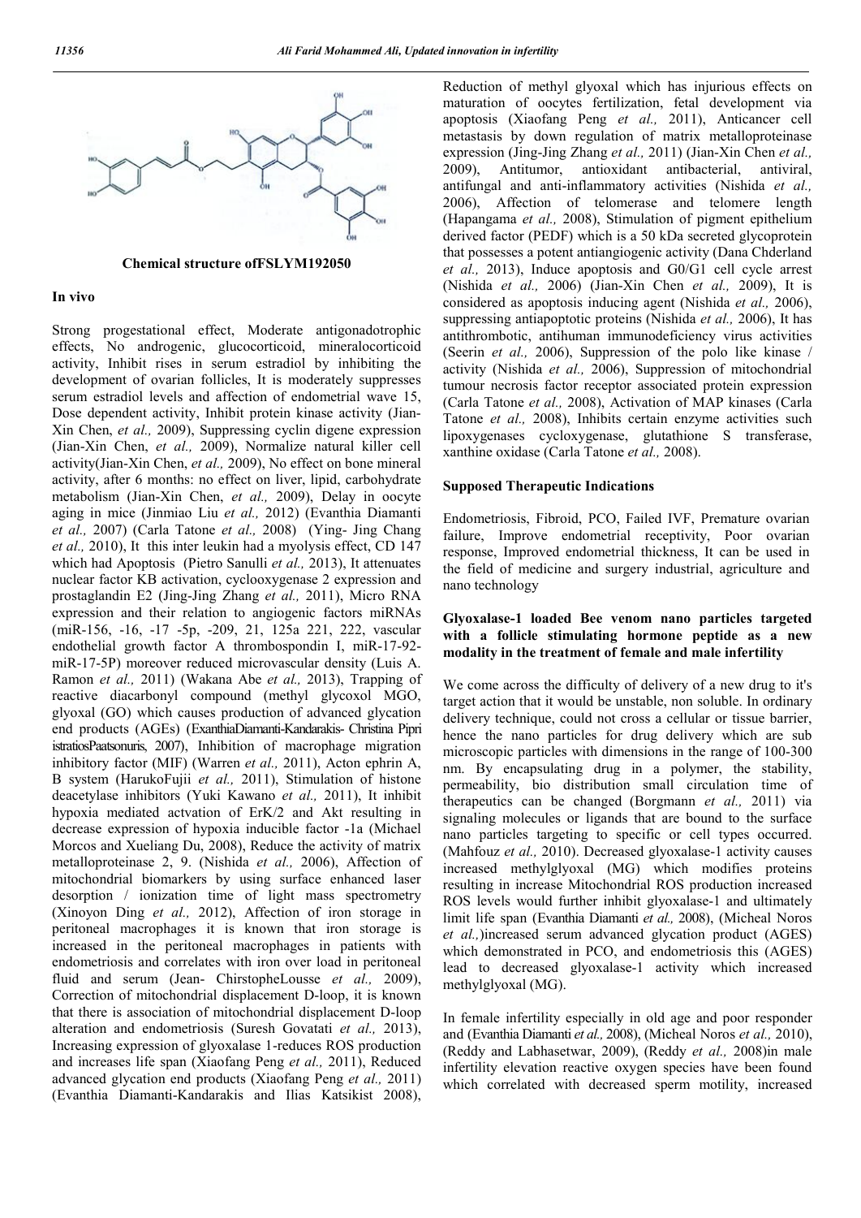**Chemical structure ofFSLYM192050**

### In vivo

Strong progestational effect, Moderate antigonadotrophic effects, No androgenic, glucocorticoid, mineralocorticoid activity, Inhibit rises in serum estradiol by inhibiting the development of ovarian follicles, It is moderately suppresses serum estradiol levels and affection of endometrial wave 15, Dose dependent activity, Inhibit protein kinase activity (Jian-Xin Chen, *et al.,* 2009), Suppressing cyclin digene expression (Jian-Xin Chen, *et al.,* 2009), Normalize natural killer cell activity(Jian-Xin Chen, *et al.,* 2009), No effect on bone mineral activity, after 6 months: no effect on liver, lipid, carbohydrate metabolism (Jian-Xin Chen, *et al.,* 2009), Delay in oocyte aging in mice (Jinmiao Liu *et al.,* 2012) (Evanthia Diamanti *et al.,* 2007) (Carla Tatone *et al.,* 2008) (Ying- Jing Chang *et al.,* 2010), It this inter leukin had a myolysis effect, CD 147 which had Apoptosis (Pietro Sanulli *et al.,* 2013), It attenuates nuclear factor KB activation, cyclooxygenase 2 expression and prostaglandin E2 (Jing-Jing Zhang *et al.,* 2011), Micro RNA expression and their relation to angiogenic factors miRNAs (miR-156, -16, -17 -5p, -209, 21, 125a 221, 222, vascular endothelial growth factor A thrombospondin I, miR-17-92-miR-17-5P) moreover reduced microvascular density (Luis A. Ramon *et al.,* 2011) (Wakana Abe *et al.,* 2013), Trapping of reactive diacarbonyl compound (methyl glycoxol MGO, glyoxal (GO) which causes production of advanced glycation end products (AGEs) (ExanthiaDiamanti-Kandarakis- Christina Pipri istratiosPaatsonuris, 2007), Inhibition of macrophage migration inhibitory factor (MIF) (Warren *et al.,* 2011), Acton ephrin A, B system (HarukoFujii *et al.,* 2011), Stimulation of histone deacetylase inhibitors (Yuki Kawano *et al.,* 2011), It inhibit hypoxia mediated actvation of ErK/2 and Akt resulting in decrease expression of hypoxia inducible factor -1a (Michael Morcos and Xueliang Du, 2008), Reduce the activity of matrix metalloproteinase 2, 9. (Nishida *et al.,* 2006), Affection of mitochondrial biomarkers by using surface enhanced laser desorption / ionization time of light mass spectrometry (Xinoyon Ding *et al.,* 2012), Affection of iron storage in peritoneal macrophages it is known that iron storage is increased in the peritoneal macrophages in patients with endometriosis and correlates with iron over load in peritoneal fluid and serum (Jean- ChirstopheLousse *et al.,* 2009), Correction of mitochondrial displacement D-loop, it is known that there is association of mitochondrial displacement D-loop alteration and endometriosis (Suresh Govatati *et al.,* 2013), Increasing expression of glyoxalase 1-reduces ROS production and increases life span (Xiaofang Peng *et al.,* 2011), Reduced advanced glycation end products (Xiaofang Peng *et al.,* 2011) (Evanthia Diamanti-Kandarakis and Ilias Katsikist 2008), Reduction of methyl glyoxal which has injurious effects on maturation of oocytes fertilization, fetal development via apoptosis (Xiaofang Peng *et al.,* 2011), Anticancer cell metastasis by down regulation of matrix metalloproteinase expression (Jing-Jing Zhang *et al.,* 2011) (Jian-Xin Chen *et al.,* 2009), Antitumor, antioxidant antibacterial, antiviral, antifungal and anti-inflammatory activities (Nishida *et al.,* 2006), Affection of telomerase and telomere length (Hapangama *et al.,* 2008), Stimulation of pigment epithelium derived factor (PEDF) which is a 50 kDa secreted glycoprotein that possesses a potent antiangiogenic activity (Dana Chderland *et al.,* 2013), Induce apoptosis and G0/G1 cell cycle arrest (Nishida *et al.,* 2006) (Jian-Xin Chen *et al.,* 2009), It is considered as apoptosis inducing agent (Nishida *et al.,* 2006), suppressing antiapoptotic proteins (Nishida *et al.,* 2006), It has antithrombotic, antihuman immunodeficiency virus activities (Seerin *et al.,* 2006), Suppression of the polo like kinase / activity (Nishida *et al.,* 2006), Suppression of mitochondrial tumour necrosis factor receptor associated protein expression (Carla Tatone *et al.,* 2008), Activation of MAP kinases (Carla Tatone *et al.,* 2008), Inhibits certain enzyme activities such lipoxygenases cycloxygenase, glutathione S transferase, xanthine oxidase (Carla Tatone *et al.,* 2008).

### Supposed Therapeutic Indications

Endometriosis, Fibroid, PCO, Failed IVF, Premature ovarian failure, Improve endometrial receptivity, Poor ovarian response, Improved endometrial thickness, It can be used in the field of medicine and surgery industrial, agriculture and nano technology

### Glyoxalase-1 loaded Bee venom nano particles targeted with a follicle stimulating hormone peptide as a new modality in the treatment of female and male infertility

We come across the difficulty of delivery of a new drug to it's target action that it would be unstable, non soluble. In ordinary delivery technique, could not cross a cellular or tissue barrier, hence the nano particles for drug delivery which are sub microscopic particles with dimensions in the range of 100-300 nm. By encapsulating drug in a polymer, the stability, permeability, bio distribution small circulation time of therapeutics can be changed (Borgmann *et al.,* 2011) via signaling molecules or ligands that are bound to the surface nano particles targeting to specific or cell types occurred. (Mahfouz *et al.,* 2010). Decreased glyoxalase-1 activity causes increased methylglyoxal (MG) which modifies proteins resulting in increase Mitochondrial ROS production increased ROS levels would further inhibit glyoxalase-1 and ultimately limit life span (Evanthia Diamanti *et al.,* 2008), (Micheal Noros *et al.,*)increased serum advanced glycation product (AGES) which demonstrated in PCO, and endometriosis this (AGES) lead to decreased glyoxalase-1 activity which increased methylglyoxal (MG).

In female infertility especially in old age and poor responder and (Evanthia Diamanti *et al.,* 2008), (Micheal Noros *et al.,* 2010), (Reddy and Labhasetwar, 2009), (Reddy *et al.,* 2008)in male infertility elevation reactive oxygen species have been found which correlated with decreased sperm motility, increased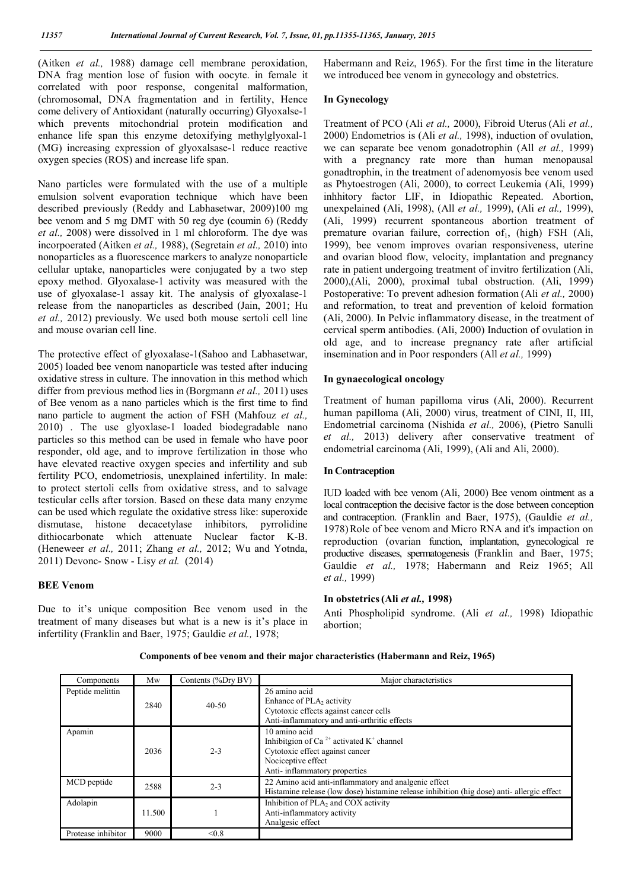(Aitken *et al.,* 1988) damage cell membrane peroxidation, DNA frag mention lose of fusion with oocyte. in female it correlated with poor response, congenital malformation, (chromosomal, DNA fragmentation and in fertility, Hence come delivery of Antioxidant (naturally occurring) Glyoxalse-1 which prevents mitochondrial protein modification and enhance life span this enzyme detoxifying methylglyoxal-1 (MG) increasing expression of glyoxalsase-1 reduce reactive oxygen species (ROS) and increase life span.

Nano particles were formulated with the use of a multiple emulsion solvent evaporation technique which have been described previously (Reddy and Labhasetwar, 2009)100 mg bee venom and 5 mg DMT with 50 reg dye (coumin 6) (Reddy *et al.,* 2008) were dissolved in 1 ml chloroform. The dye was incorpoerated (Aitken *et al.,* 1988), (Segretain *et al.,* 2010) into nonoparticles as a fluorescence markers to analyze nonoparticle cellular uptake, nanoparticles were conjugated by a two step epoxy method. Glyoxalase-1 activity was measured with the use of glyoxalase-1 assay kit. The analysis of glyoxalase-1 release from the nanoparticles as described (Jain, 2001; Hu *et al.,* 2012) previously. We used both mouse sertoli cell line and mouse ovarian cell line.

The protective effect of glyoxalase-1(Sahoo and Labhasetwar, 2005) loaded bee venom nanoparticle was tested after inducing oxidative stress in culture. The innovation in this method which differ from previous method lies in (Borgmann *et al.,* 2011) uses of Bee venom as a nano particles which is the first time to find nano particle to augment the action of FSH (Mahfouz *et al.,* 2010) . The use glyoxlase-1 loaded biodegradable nano particles so this method can be used in female who have poor responder, old age, and to improve fertilization in those who have elevated reactive oxygen species and infertility and sub fertility PCO, endometriosis, unexplained infertility. In male: to protect stertoli cells from oxidative stress, and to salvage testicular cells after torsion. Based on these data many enzyme can be used which regulate the oxidative stress like: superoxide dismutase, histone decacetylase inhibitors, pyrrolidine dithiocarbonate which attenuate Nuclear factor K-B. (Heneweer *et al.,* 2011; Zhang *et al.,* 2012; Wu and Yotnda, 2011) Devonc- Snow - Lisy *et al.* (2014)

## BEE Venom

Due to it's unique composition Bee venom used in the treatment of many diseases but what is a new is it's place in infertility (Franklin and Baer, 1975; Gauldie *et al.,* 1978; Habermann and Reiz, 1965). For the first time in the literature we introduced bee venom in gynecology and obstetrics.

### In Gynecology

Treatment of PCO (Ali *et al.,* 2000), Fibroid Uterus (Ali *et al.,* 2000) Endometrios is (Ali *et al.,* 1998), induction of ovulation, we can separate bee venom gonadotrophin (All *et al.,* 1999) with a pregnancy rate more than human menopausal gonadtrophin, in the treatment of adenomyosis bee venom used as Phytoestrogen (Ali, 2000), to correct Leukemia (Ali, 1999) inhhitory factor LIF, in Idiopathic Repeated. Abortion, unexpelained (Ali, 1998), (All *et al.,* 1999), (Ali *et al.,* 1999), (Ali, 1999) recurrent spontaneous abortion treatment of premature ovarian failure, correction of$_1$, (high) FSH (Ali, 1999), bee venom improves ovarian responsiveness, uterine and ovarian blood flow, velocity, implantation and pregnancy rate in patient undergoing treatment of invitro fertilization (Ali, 2000),(Ali, 2000), proximal tubal obstruction. (Ali, 1999) Postoperative: To prevent adhesion formation (Ali *et al.,* 2000) and reformation, to treat and prevention of keloid formation (Ali, 2000). In Pelvic inflammatory disease, in the treatment of cervical sperm antibodies. (Ali, 2000) Induction of ovulation in old age, and to increase pregnancy rate after artificial insemination and in Poor responders (All *et al.,* 1999)

### In gynaecological oncology

Treatment of human papilloma virus (Ali, 2000). Recurrent human papilloma (Ali, 2000) virus, treatment of CINI, II, III, Endometrial carcinoma (Nishida *et al.,* 2006), (Pietro Sanulli *et al.,* 2013) delivery after conservative treatment of endometrial carcinoma (Ali, 1999), (Ali and Ali, 2000).

### In Contraception

IUD loaded with bee venom (Ali, 2000) Bee venom ointment as a local contraception the decisive factor is the dose between conception and contraception. (Franklin and Baer, 1975), (Gauldie *et al.,* 1978) Role of bee venom and Micro RNA and it's impaction on reproduction (ovarian function, implantation, gynecological re productive diseases, spermatogenesis (Franklin and Baer, 1975; Gauldie *et al.,* 1978; Habermann and Reiz 1965; All *et al.,* 1999)

### In obstetrics (Ali *et al.,* 1998)

Anti Phospholipid syndrome. (Ali *et al.,* 1998) Idiopathic abortion;

**Components of bee venom and their major characteristics (Habermann and Reiz, 1965)**

| Components | Mw | Contents (%Dry BV) | Major characteristics |
|---|---|---|---|
| Peptide melittin | 2840 | 40-50 | 26 amino acid<br>Enhance of $PLA_2$ activity<br>Cytotoxic effects against cancer cells<br>Anti-inflammatory and anti-arthritic effects |
| Apamin | 2036 | 2-3 | 10 amino acid<br>Inhibitgion of $Ca^{2+}$ activated $K^+$ channel<br>Cytotoxic effect against cancer<br>Nociceptive effect<br>Anti- inflammatory properties |
| MCD peptide | 2588 | 2-3 | 22 Amino acid anti-inflammatory and analgenic effect<br>Histamine release (low dose) histamine release inhibition (hig dose) anti- allergic effect |
| Adolapin | 11.500 | 1 | Inhibition of $PLA_2$ and COX activity<br>Anti-inflammatory activity<br>Analgesic effect |
| Protease inhibitor | 9000 | <0.8 | |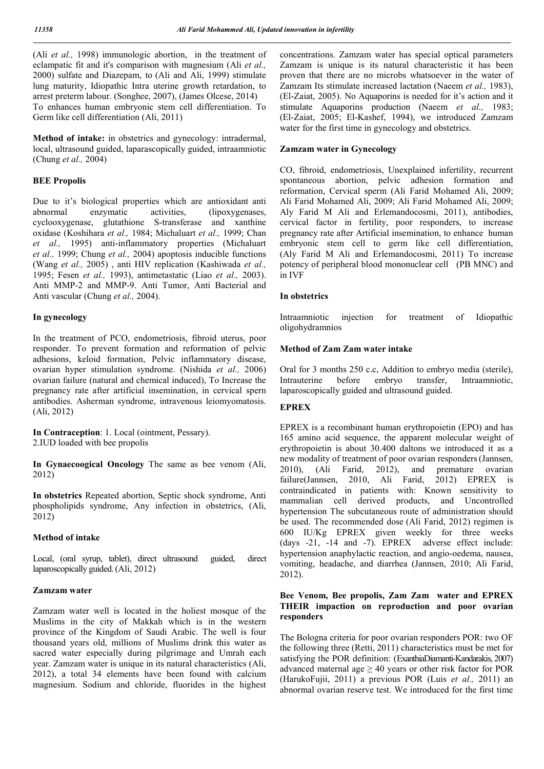(Ali *et al.,* 1998) immunologic abortion, in the treatment of eclampatic fit and it's comparison with magnesium (Ali *et al.,* 2000) sulfate and Diazepam, to (Ali and Ali, 1999) stimulate lung maturity, Idiopathic Intra uterine growth retardation, to arrest preterm labour. (Songhee, 2007), (James Olcese, 2014) To enhances human embryonic stem cell differentiation. To Germ like cell differentiation (Ali, 2011)

**Method of intake:** in obstetrics and gynecology: intradermal, local, ultrasound guided, laparascopically guided, intraamniotic (Chung *et al.,* 2004)

### BEE Propolis

Due to it's biological properties which are antioxidant anti abnormal enzymatic activities, (lipoxygenases, cyclooxygenase, glutathione S-transferase and xanthine oxidase (Koshihara *et al.,* 1984; Michaluart *et al.,* 1999; Chan *et al.,* 1995) anti-inflammatory properties (Michaluart *et al.,* 1999; Chung *et al.,* 2004) apoptosis inducible functions (Wang *et al.,* 2005) , anti HIV replication (Kashiwada *et al.,* 1995; Fesen *et al.,* 1993), antimetastatic (Liao *et al.,* 2003). Anti MMP-2 and MMP-9. Anti Tumor, Anti Bacterial and Anti vascular (Chung *et al.,* 2004).

### In gynecology

In the treatment of PCO, endometriosis, fibroid uterus, poor responder. To prevent formation and reformation of pelvic adhesions, keloid formation, Pelvic inflammatory disease, ovarian hyper stimulation syndrome. (Nishida *et al.,* 2006) ovarian failure (natural and chemical induced), To Increase the pregnancy rate after artificial insemination, in cervical spern antibodies. Asherman syndrome, intravenous leiomyomatosis. (Ali, 2012)

**In Contraception**: 1. Local (ointment, Pessary).
2.IUD loaded with bee propolis

**In Gynaecoogical Oncology** The same as bee venom (Ali, 2012)

**In obstetrics** Repeated abortion, Septic shock syndrome, Anti phospholipids syndrome, Any infection in obstetrics, (Ali, 2012)

### Method of intake

Local, (oral syrup, tablet), direct ultrasound guided, direct laparoscopically guided. (Ali, 2012)

### Zamzam water

Zamzam water well is located in the holiest mosque of the Muslims in the city of Makkah which is in the western province of the Kingdom of Saudi Arabic. The well is four thousand years old, millions of Muslims drink this water as sacred water especially during pilgrimage and Umrah each year. Zamzam water is unique in its natural characteristics (Ali, 2012), a total 34 elements have been found with calcium magnesium. Sodium and chloride, fluorides in the highest concentrations. Zamzam water has special optical parameters Zamzam is unique is its natural characteristic it has been proven that there are no microbs whatsoever in the water of Zamzam Its stimulate increased lactation (Naeem *et al.,* 1983), (El-Zaiat, 2005). No Aquaporins is needed for it's action and it stimulate Aquaporins production (Naeem *et al.,* 1983; (El-Zaiat, 2005; El-Kashef, 1994), we introduced Zamzam water for the first time in gynecology and obstetrics.

### Zamzam water in Gynecology

CO, fibroid, endometriosis, Unexplained infertility, recurrent spontaneous abortion, pelvic adhesion formation and reformation, Cervical sperm (Ali Farid Mohamed Ali, 2009; Ali Farid Mohamed Ali, 2009; Ali Farid Mohamed Ali, 2009; Aly Farid M Ali and Erlemandocosmi, 2011), antibodies, cervical factor in fertility, poor responders, to increase pregnancy rate after Artificial insemination, to enhance human embryonic stem cell to germ like cell differentiation, (Aly Farid M Ali and Erlemandocosmi, 2011) To increase potency of peripheral blood mononuclear cell (PB MNC) and in IVF

### In obstetrics

Intraamniotic injection for treatment of Idiopathic oligohydramnios

### Method of Zam Zam water intake

Oral for 3 months 250 c.c, Addition to embryo media (sterile), Intrauterine before embryo transfer, Intraamniotic, laparoscopically guided and ultrasound guided.

### EPREX

EPREX is a recombinant human erythropoietin (EPO) and has 165 amino acid sequence, the apparent molecular weight of erythropoietin is about 30.400 daltons we introduced it as a new modality of treatment of poor ovarian responders (Jannsen, 2010), (Ali Farid, 2012), and premature ovarian failure(Jannsen, 2010, Ali Farid, 2012) EPREX is contraindicated in patients with: Known sensitivity to mammalian cell derived products, and Uncontrolled hypertension The subcutaneous route of administration should be used. The recommended dose (Ali Farid, 2012) regimen is 600 IU/Kg EPREX given weekly for three weeks (days -21, -14 and -7). EPREX adverse effect include: hypertension anaphylactic reaction, and angio-oedema, nausea, vomiting, headache, and diarrhea (Jannsen, 2010; Ali Farid, 2012).

### Bee Venom, Bee propolis, Zam Zam water and EPREX THEIR impaction on reproduction and poor ovarian responders

The Bologna criteria for poor ovarian responders POR: two OF the following three (Retti, 2011) characteristics must be met for satisfying the POR definition: (ExanthiaDiamanti-Kandarakis, 2007) advanced maternal age $\geq$ 40 years or other risk factor for POR (HarukoFujii, 2011) a previous POR (Luis *et al.,* 2011) an abnormal ovarian reserve test. We introduced for the first time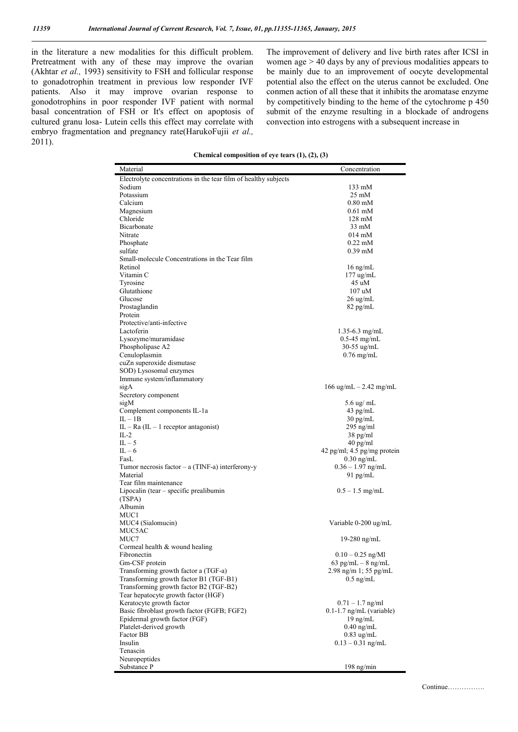in the literature a new modalities for this difficult problem. Pretreatment with any of these may improve the ovarian (Akhtar *et al.,* 1993) sensitivity to FSH and follicular response to gonadotrophin treatment in previous low responder IVF patients. Also it may improve ovarian response to gonodotrophins in poor responder IVF patient with normal basal concentration of FSH or It's effect on apoptosis of cultured granu losa- Lutein cells this effect may correlate with embryo fragmentation and pregnancy rate(HarukoFujii *et al.,* 2011).

The improvement of delivery and live birth rates after ICSI in women age > 40 days by any of previous modalities appears to be mainly due to an improvement of oocyte developmental potential also the effect on the uterus cannot be excluded. One conmen action of all these that it inhibits the aromatase enzyme by competitively binding to the heme of the cytochrome p 450 submit of the enzyme resulting in a blockade of androgens convection into estrogens with a subsequent increase in

**Chemical composition of eye tears (1), (2), (3)**

| Material | Concentration |
|---|---|
| Electrolyte concentrations in the tear film of healthy subjects | |
| Sodium | 133 mM |
| Potassium | 25 mM |
| Calcium | 0.80 mM |
| Magnesium | 0.61 mM |
| Chloride | 128 mM |
| Bicarbonate | 33 mM |
| Nitrate | 014 mM |
| Phosphate | 0.22 mM |
| sulfate | 0.39 mM |
| Small-molecule Concentrations in the Tear film | |
| Retinol | 16 ng/mL |
| Vitamin C | 177 ug/mL |
| Tyrosine | 45 uM |
| Glutathione | 107 uM |
| Glucose | 26 ug/mL |
| Prostaglandin | 82 pg/mL |
| Protein | |
| Protective/anti-infective | |
| Lactoferin | 1.35-6.3 mg/mL |
| Lysozyme/muramidase | 0.5-45 mg/mL |
| Phospholipase A2 | 30-55 ug/mL |
| Cenuloplasmin | 0.76 mg/mL |
| cuZn superoxide dismutase | |
| SOD) Lysosomal enzymes | |
| Immune system/inflammatory | |
| sigA | 166 ug/mL – 2.42 mg/mL |
| Secretory component | |
| sigM | 5.6 ug/ mL |
| Complement components IL-1a | 43 pg/mL |
| IL – 1B | 30 pg/mL |
| IL – Ra (IL – 1 receptor antagonist) | 295 ng/ml |
| IL-2 | 38 pg/ml |
| IL – 5 | 40 pg/ml |
| IL – 6 | 42 pg/ml; 4.5 pg/mg protein |
| FasL | 0.30 ng/mL |
| Tumor necrosis factor – a (TINF-a) interferony-y | 0.36 – 1.97 ng/mL |
| Material | 91 pg/mL |
| Tear film maintenance | |
| Lipocalin (tear – specific prealibumin (TSPA) | 0.5 – 1.5 mg/mL |
| Albumin | |
| MUC1 | |
| MUC4 (Sialomucin) | Variable 0-200 ug/mL |
| MUC5AC | |
| MUC7 | 19-280 ng/mL |
| Cormeal health & wound healing | |
| Fibronectin | 0.10 – 0.25 ng/Ml |
| Gm-CSF protein | 63 pg/mL – 8 ng/mL |
| Transforming growth factor a (TGF-a) | 2.98 ng/m 1; 55 pg/mL |
| Transforming growth factor B1 (TGF-B1) | 0.5 ng/mL |
| Transforming growth factor B2 (TGF-B2) | |
| Tear hepatocyte growth factor (HGF) | |
| Keratocyte growth factor | 0.71 – 1.7 ng/ml |
| Basic fibroblast growth factor (FGFB; FGF2) | 0.1-1.7 ng/mL (variable) |
| Epidermal growth factor (FGF) | 19 ng/mL |
| Platelet-derived growth | 0.40 ng/mL |
| Factor BB | 0.83 ug/mL |
| Insulin | 0.13 – 0.31 ng/mL |
| Tenascin | |
| Neuropeptides | |
| Substance P | 198 ng/min |

Continue…………….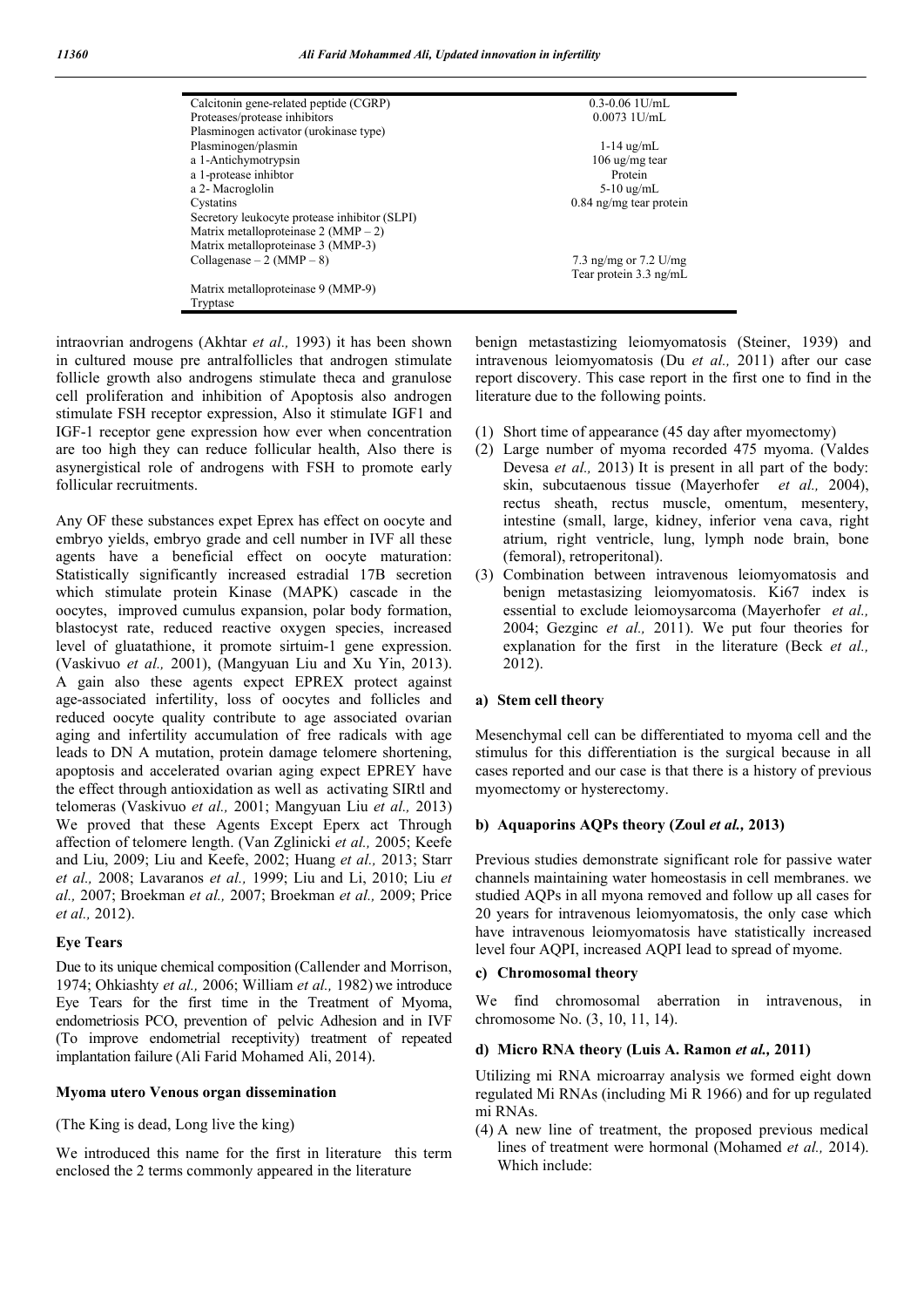| | |
|---|---|
| Calcitonin gene-related peptide (CGRP) | 0.3-0.06 1U/mL |
| Proteases/protease inhibitors | 0.0073 1U/mL |
| Plasminogen activator (urokinase type) | |
| Plasminogen/plasmin | 1-14 ug/mL |
| a 1-Antichymotrypsin | 106 ug/mg tear |
| a 1-protease inhibtor | Protein |
| a 2- Macroglolin | 5-10 ug/mL |
| Cystatins | 0.84 ng/mg tear protein |
| Secretory leukocyte protease inhibitor (SLPI) | |
| Matrix metalloproteinase 2 (MMP – 2) | |
| Matrix metalloproteinase 3 (MMP-3) | |
| Collagenase – 2 (MMP – 8) | 7.3 ng/mg or 7.2 U/mg Tear protein 3.3 ng/mL |
| Matrix metalloproteinase 9 (MMP-9) | |
| Tryptase | |

intraovrian androgens (Akhtar *et al.,* 1993) it has been shown in cultured mouse pre antralfollicles that androgen stimulate follicle growth also androgens stimulate theca and granulose cell proliferation and inhibition of Apoptosis also androgen stimulate FSH receptor expression, Also it stimulate IGF1 and IGF-1 receptor gene expression how ever when concentration are too high they can reduce follicular health, Also there is asynergistical role of androgens with FSH to promote early follicular recruitments.

Any OF these substances expet Eprex has effect on oocyte and embryo yields, embryo grade and cell number in IVF all these agents have a beneficial effect on oocyte maturation: Statistically significantly increased estradial 17B secretion which stimulate protein Kinase (MAPK) cascade in the oocytes, improved cumulus expansion, polar body formation, blastocyst rate, reduced reactive oxygen species, increased level of gluatathione, it promote sirtuim-1 gene expression. (Vaskivuo *et al.,* 2001), (Mangyuan Liu and Xu Yin, 2013). A gain also these agents expect EPREX protect against age-associated infertility, loss of oocytes and follicles and reduced oocyte quality contribute to age associated ovarian aging and infertility accumulation of free radicals with age leads to DN A mutation, protein damage telomere shortening, apoptosis and accelerated ovarian aging expect EPREY have the effect through antioxidation as well as activating SIRtl and telomeras (Vaskivuo *et al.,* 2001; Mangyuan Liu *et al.,* 2013) We proved that these Agents Except Eperx act Through affection of telomere length. (Van Zglinicki *et al.,* 2005; Keefe and Liu, 2009; Liu and Keefe, 2002; Huang *et al.,* 2013; Starr *et al.,* 2008; Lavaranos *et al.,* 1999; Liu and Li, 2010; Liu *et al.,* 2007; Broekman *et al.,* 2007; Broekman *et al.,* 2009; Price *et al.,* 2012).

### Eye Tears

Due to its unique chemical composition (Callender and Morrison, 1974; Ohkiashty *et al.,* 2006; William *et al.,* 1982) we introduce Eye Tears for the first time in the Treatment of Myoma, endometriosis PCO, prevention of pelvic Adhesion and in IVF (To improve endometrial receptivity) treatment of repeated implantation failure (Ali Farid Mohamed Ali, 2014).

### Myoma utero Venous organ dissemination

(The King is dead, Long live the king)

We introduced this name for the first in literature this term enclosed the 2 terms commonly appeared in the literature benign metastastizing leiomyomatosis (Steiner, 1939) and intravenous leiomyomatosis (Du *et al.,* 2011) after our case report discovery. This case report in the first one to find in the literature due to the following points.

(1) Short time of appearance (45 day after myomectomy)
(2) Large number of myoma recorded 475 myoma. (Valdes Devesa *et al.,* 2013) It is present in all part of the body: skin, subcutaenous tissue (Mayerhofer *et al.,* 2004), rectus sheath, rectus muscle, omentum, mesentery, intestine (small, large, kidney, inferior vena cava, right atrium, right ventricle, lung, lymph node brain, bone (femoral), retroperitonal).
(3) Combination between intravenous leiomyomatosis and benign metastasizing leiomyomatosis. Ki67 index is essential to exclude leiomoysarcoma (Mayerhofer *et al.,* 2004; Gezginc *et al.,* 2011). We put four theories for explanation for the first in the literature (Beck *et al.,* 2012).

#### a) Stem cell theory

Mesenchymal cell can be differentiated to myoma cell and the stimulus for this differentiation is the surgical because in all cases reported and our case is that there is a history of previous myomectomy or hysterectomy.

#### b) Aquaporins AQPs theory (Zoul *et al.,* 2013)

Previous studies demonstrate significant role for passive water channels maintaining water homeostasis in cell membranes. we studied AQPs in all myona removed and follow up all cases for 20 years for intravenous leiomyomatosis, the only case which have intravenous leiomyomatosis have statistically increased level four AQPI, increased AQPI lead to spread of myome.

#### c) Chromosomal theory

We find chromosomal aberration in intravenous, in chromosome No. (3, 10, 11, 14).

#### d) Micro RNA theory (Luis A. Ramon *et al.,* 2011)

Utilizing mi RNA microarray analysis we formed eight down regulated Mi RNAs (including Mi R 1966) and for up regulated mi RNAs.

(4) A new line of treatment, the proposed previous medical lines of treatment were hormonal (Mohamed *et al.,* 2014). Which include: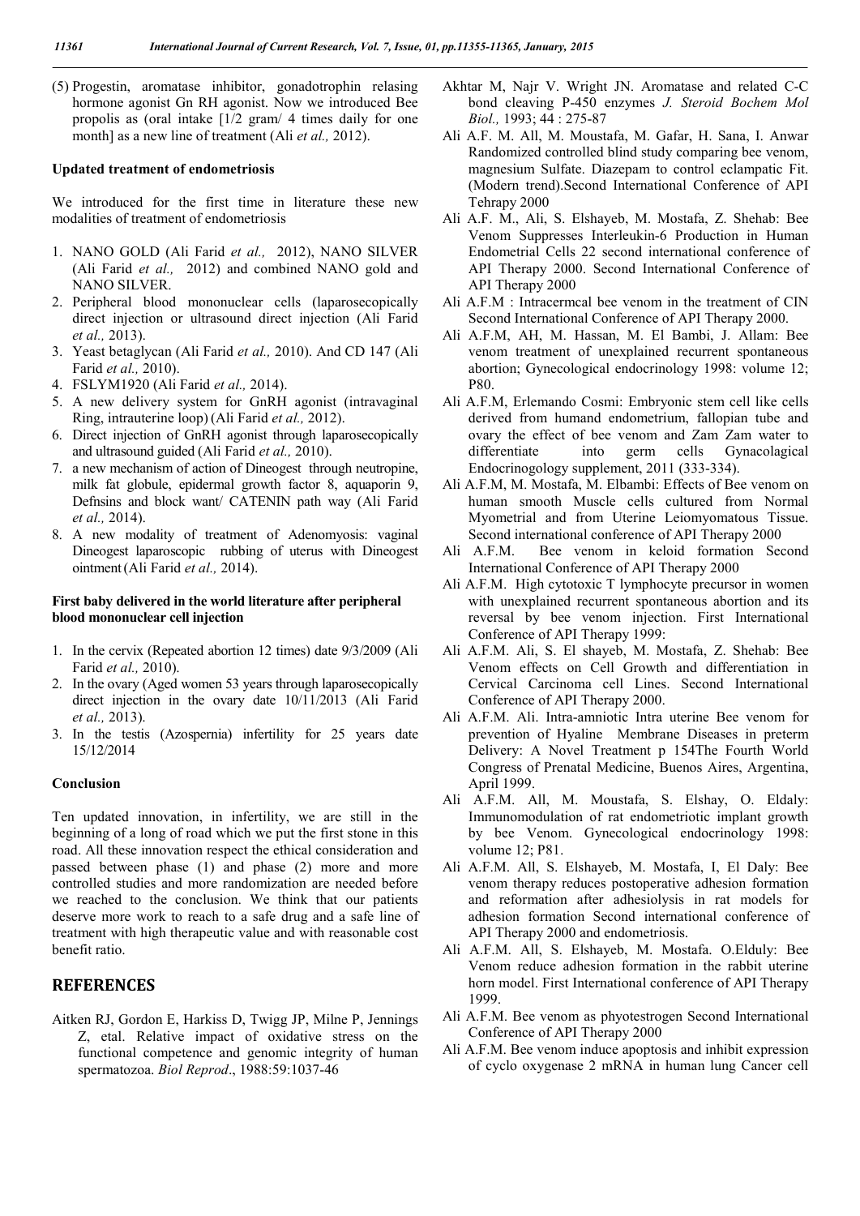(5) Progestin, aromatase inhibitor, gonadotrophin relasing hormone agonist Gn RH agonist. Now we introduced Bee propolis as (oral intake [1/2 gram/ 4 times daily for one month] as a new line of treatment (Ali *et al.,* 2012).

**Updated treatment of endometriosis**

We introduced for the first time in literature these new modalities of treatment of endometriosis

1. NANO GOLD (Ali Farid *et al.,* 2012), NANO SILVER (Ali Farid *et al.,* 2012) and combined NANO gold and NANO SILVER.
2. Peripheral blood mononuclear cells (laparosecopically direct injection or ultrasound direct injection (Ali Farid *et al.,* 2013).
3. Yeast betaglycan (Ali Farid *et al.,* 2010). And CD 147 (Ali Farid *et al.,* 2010).
4. FSLYM1920 (Ali Farid *et al.,* 2014).
5. A new delivery system for GnRH agonist (intravaginal Ring, intrauterine loop) (Ali Farid *et al.,* 2012).
6. Direct injection of GnRH agonist through laparosecopically and ultrasound guided (Ali Farid *et al.,* 2010).
7. a new mechanism of action of Dineogest through neutropine, milk fat globule, epidermal growth factor 8, aquaporin 9, Defnsins and block want/ CATENIN path way (Ali Farid *et al.,* 2014).
8. A new modality of treatment of Adenomyosis: vaginal Dineogest laparoscopic rubbing of uterus with Dineogest ointment (Ali Farid *et al.,* 2014).

**First baby delivered in the world literature after peripheral blood mononuclear cell injection**

1. In the cervix (Repeated abortion 12 times) date 9/3/2009 (Ali Farid *et al.,* 2010).
2. In the ovary (Aged women 53 years through laparosecopically direct injection in the ovary date 10/11/2013 (Ali Farid *et al.,* 2013).
3. In the testis (Azospernia) infertility for 25 years date 15/12/2014

**Conclusion**

Ten updated innovation, in infertility, we are still in the beginning of a long of road which we put the first stone in this road. All these innovation respect the ethical consideration and passed between phase (1) and phase (2) more and more controlled studies and more randomization are needed before we reached to the conclusion. We think that our patients deserve more work to reach to a safe drug and a safe line of treatment with high therapeutic value and with reasonable cost benefit ratio.

## REFERENCES

Aitken RJ, Gordon E, Harkiss D, Twigg JP, Milne P, Jennings Z, etal. Relative impact of oxidative stress on the functional competence and genomic integrity of human spermatozoa. *Biol Reprod*., 1988:59:1037-46

Akhtar M, Najr V. Wright JN. Aromatase and related C-C bond cleaving P-450 enzymes *J. Steroid Bochem Mol Biol.,* 1993; 44 : 275-87

Ali A.F. M. All, M. Moustafa, M. Gafar, H. Sana, I. Anwar Randomized controlled blind study comparing bee venom, magnesium Sulfate. Diazepam to control eclampatic Fit. (Modern trend).Second International Conference of API Tehrapy 2000

Ali A.F. M., Ali, S. Elshayeb, M. Mostafa, Z. Shehab: Bee Venom Suppresses Interleukin-6 Production in Human Endometrial Cells 22 second international conference of API Therapy 2000. Second International Conference of API Therapy 2000

Ali A.F.M : Intracermcal bee venom in the treatment of CIN Second International Conference of API Therapy 2000.

Ali A.F.M, AH, M. Hassan, M. El Bambi, J. Allam: Bee venom treatment of unexplained recurrent spontaneous abortion; Gynecological endocrinology 1998: volume 12; P80.

Ali A.F.M, Erlemando Cosmi: Embryonic stem cell like cells derived from humand endometrium, fallopian tube and ovary the effect of bee venom and Zam Zam water to differentiate into germ cells Gynacolagical Endocrinogology supplement, 2011 (333-334).

Ali A.F.M, M. Mostafa, M. Elbambi: Effects of Bee venom on human smooth Muscle cells cultured from Normal Myometrial and from Uterine Leiomyomatous Tissue. Second international conference of API Therapy 2000

Ali A.F.M. Bee venom in keloid formation Second International Conference of API Therapy 2000

Ali A.F.M. High cytotoxic T lymphocyte precursor in women with unexplained recurrent spontaneous abortion and its reversal by bee venom injection. First International Conference of API Therapy 1999:

Ali A.F.M. Ali, S. El shayeb, M. Mostafa, Z. Shehab: Bee Venom effects on Cell Growth and differentiation in Cervical Carcinoma cell Lines. Second International Conference of API Therapy 2000.

Ali A.F.M. Ali. Intra-amniotic Intra uterine Bee venom for prevention of Hyaline Membrane Diseases in preterm Delivery: A Novel Treatment p 154The Fourth World Congress of Prenatal Medicine, Buenos Aires, Argentina, April 1999.

Ali A.F.M. All, M. Moustafa, S. Elshay, O. Eldaly: Immunomodulation of rat endometriotic implant growth by bee Venom. Gynecological endocrinology 1998: volume 12; P81.

Ali A.F.M. All, S. Elshayeb, M. Mostafa, I, El Daly: Bee venom therapy reduces postoperative adhesion formation and reformation after adhesiolysis in rat models for adhesion formation Second international conference of API Therapy 2000 and endometriosis.

Ali A.F.M. All, S. Elshayeb, M. Mostafa. O.Elduly: Bee Venom reduce adhesion formation in the rabbit uterine horn model. First International conference of API Therapy 1999.

Ali A.F.M. Bee venom as phyotestrogen Second International Conference of API Therapy 2000

Ali A.F.M. Bee venom induce apoptosis and inhibit expression of cyclo oxygenase 2 mRNA in human lung Cancer cell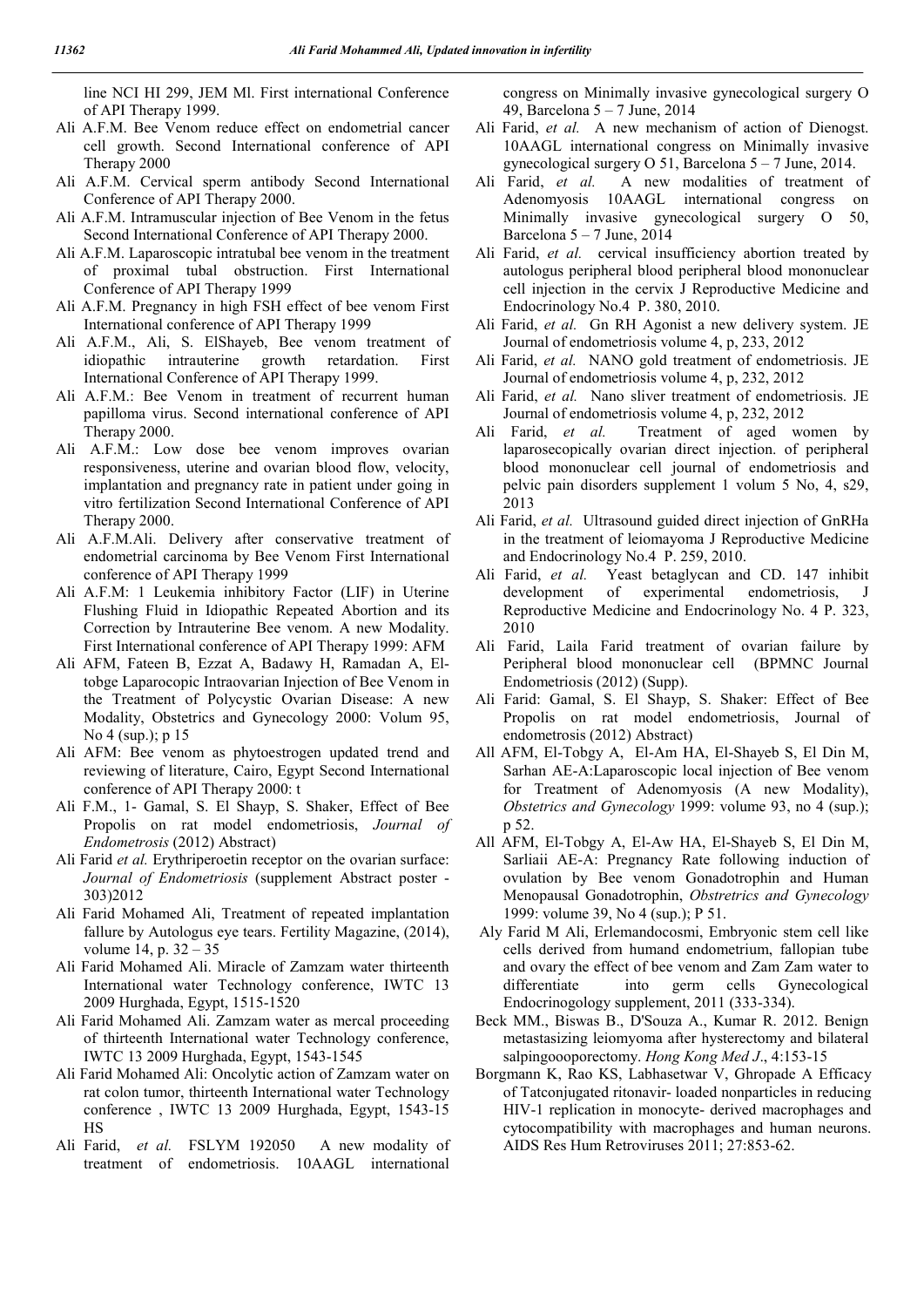line NCI HI 299, JEM Ml. First international Conference of API Therapy 1999.

Ali A.F.M. Bee Venom reduce effect on endometrial cancer cell growth. Second International conference of API Therapy 2000

Ali A.F.M. Cervical sperm antibody Second International Conference of API Therapy 2000.

Ali A.F.M. Intramuscular injection of Bee Venom in the fetus Second International Conference of API Therapy 2000.

Ali A.F.M. Laparoscopic intratubal bee venom in the treatment of proximal tubal obstruction. First International Conference of API Therapy 1999

Ali A.F.M. Pregnancy in high FSH effect of bee venom First International conference of API Therapy 1999

Ali A.F.M., Ali, S. ElShayeb, Bee venom treatment of idiopathic intrauterine growth retardation. First International Conference of API Therapy 1999.

Ali A.F.M.: Bee Venom in treatment of recurrent human papilloma virus. Second international conference of API Therapy 2000.

Ali A.F.M.: Low dose bee venom improves ovarian responsiveness, uterine and ovarian blood flow, velocity, implantation and pregnancy rate in patient under going in vitro fertilization Second International Conference of API Therapy 2000.

Ali A.F.M.Ali. Delivery after conservative treatment of endometrial carcinoma by Bee Venom First International conference of API Therapy 1999

Ali A.F.M: 1 Leukemia inhibitory Factor (LIF) in Uterine Flushing Fluid in Idiopathic Repeated Abortion and its Correction by Intrauterine Bee venom. A new Modality. First International conference of API Therapy 1999: AFM

Ali AFM, Fateen B, Ezzat A, Badawy H, Ramadan A, El-tobge Laparocopic Intraovarian Injection of Bee Venom in the Treatment of Polycystic Ovarian Disease: A new Modality, Obstetrics and Gynecology 2000: Volum 95, No 4 (sup.); p 15

Ali AFM: Bee venom as phytoestrogen updated trend and reviewing of literature, Cairo, Egypt Second International conference of API Therapy 2000: t

Ali F.M., 1- Gamal, S. El Shayp, S. Shaker, Effect of Bee Propolis on rat model endometriosis, *Journal of Endometrosis* (2012) Abstract)

Ali Farid *et al.* Erythriperoetin receptor on the ovarian surface: *Journal of Endometriosis* (supplement Abstract poster - 303)2012

Ali Farid Mohamed Ali, Treatment of repeated implantation fallure by Autologus eye tears. Fertility Magazine, (2014), volume 14, p. 32 – 35

Ali Farid Mohamed Ali. Miracle of Zamzam water thirteenth International water Technology conference, IWTC 13 2009 Hurghada, Egypt, 1515-1520

Ali Farid Mohamed Ali. Zamzam water as mercal proceeding of thirteenth International water Technology conference, IWTC 13 2009 Hurghada, Egypt, 1543-1545

Ali Farid Mohamed Ali: Oncolytic action of Zamzam water on rat colon tumor, thirteenth International water Technology conference , IWTC 13 2009 Hurghada, Egypt, 1543-15 HS

Ali Farid, *et al.* FSLYM 192050 A new modality of treatment of endometriosis. 10AAGL international congress on Minimally invasive gynecological surgery O 49, Barcelona 5 – 7 June, 2014

Ali Farid, *et al.* A new mechanism of action of Dienogst. 10AAGL international congress on Minimally invasive gynecological surgery O 51, Barcelona 5 – 7 June, 2014.

Ali Farid, *et al.* A new modalities of treatment of Adenomyosis 10AAGL international congress on Minimally invasive gynecological surgery O 50, Barcelona 5 – 7 June, 2014

Ali Farid, *et al.* cervical insufficiency abortion treated by autologus peripheral blood peripheral blood mononuclear cell injection in the cervix J Reproductive Medicine and Endocrinology No.4 P. 380, 2010.

Ali Farid, *et al.* Gn RH Agonist a new delivery system. JE Journal of endometriosis volume 4, p, 233, 2012

Ali Farid, *et al.* NANO gold treatment of endometriosis. JE Journal of endometriosis volume 4, p, 232, 2012

Ali Farid, *et al.* Nano sliver treatment of endometriosis. JE Journal of endometriosis volume 4, p, 232, 2012

Ali Farid, *et al.* Treatment of aged women by laparosecopically ovarian direct injection. of peripheral blood mononuclear cell journal of endometriosis and pelvic pain disorders supplement 1 volum 5 No, 4, s29, 2013

Ali Farid, *et al.* Ultrasound guided direct injection of GnRHa in the treatment of leiomayoma J Reproductive Medicine and Endocrinology No.4 P. 259, 2010.

Ali Farid, *et al.* Yeast betaglycan and CD. 147 inhibit development of experimental endometriosis, J Reproductive Medicine and Endocrinology No. 4 P. 323, 2010

Ali Farid, Laila Farid treatment of ovarian failure by Peripheral blood mononuclear cell (BPMNC Journal Endometriosis (2012) (Supp).

Ali Farid: Gamal, S. El Shayp, S. Shaker: Effect of Bee Propolis on rat model endometriosis, Journal of endometriosis (2012) Abstract)

All AFM, El-Tobgy A, El-Am HA, El-Shayeb S, El Din M, Sarhan AE-A:Laparoscopic local injection of Bee venom for Treatment of Adenomyosis (A new Modality), *Obstetrics and Gynecology* 1999: volume 93, no 4 (sup.); p 52.

All AFM, El-Tobgy A, El-Aw HA, El-Shayeb S, El Din M, Sarliaii AE-A: Pregnancy Rate following induction of ovulation by Bee venom Gonadotrophin and Human Menopausal Gonadotrophin, *Obstretrics and Gynecology* 1999: volume 39, No 4 (sup.); P 51.

Aly Farid M Ali, Erlemandocosmi, Embryonic stem cell like cells derived from humand endometrium, fallopian tube and ovary the effect of bee venom and Zam Zam water to differentiate into germ cells Gynecological Endocringology supplement, 2011 (333-334).

Beck MM., Biswas B., D'Souza A., Kumar R. 2012. Benign metastasizing leiomyoma after hysterectomy and bilateral salpingoooporectomy. *Hong Kong Med J*., 4:153-15

Borgmann K, Rao KS, Labhasetwar V, Ghropade A Efficacy of Tatconjugated ritonavir- loaded nonparticles in reducing HIV-1 replication in monocyte- derived macrophages and cytocompatibility with macrophages and human neurons. AIDS Res Hum Retroviruses 2011; 27:853-62.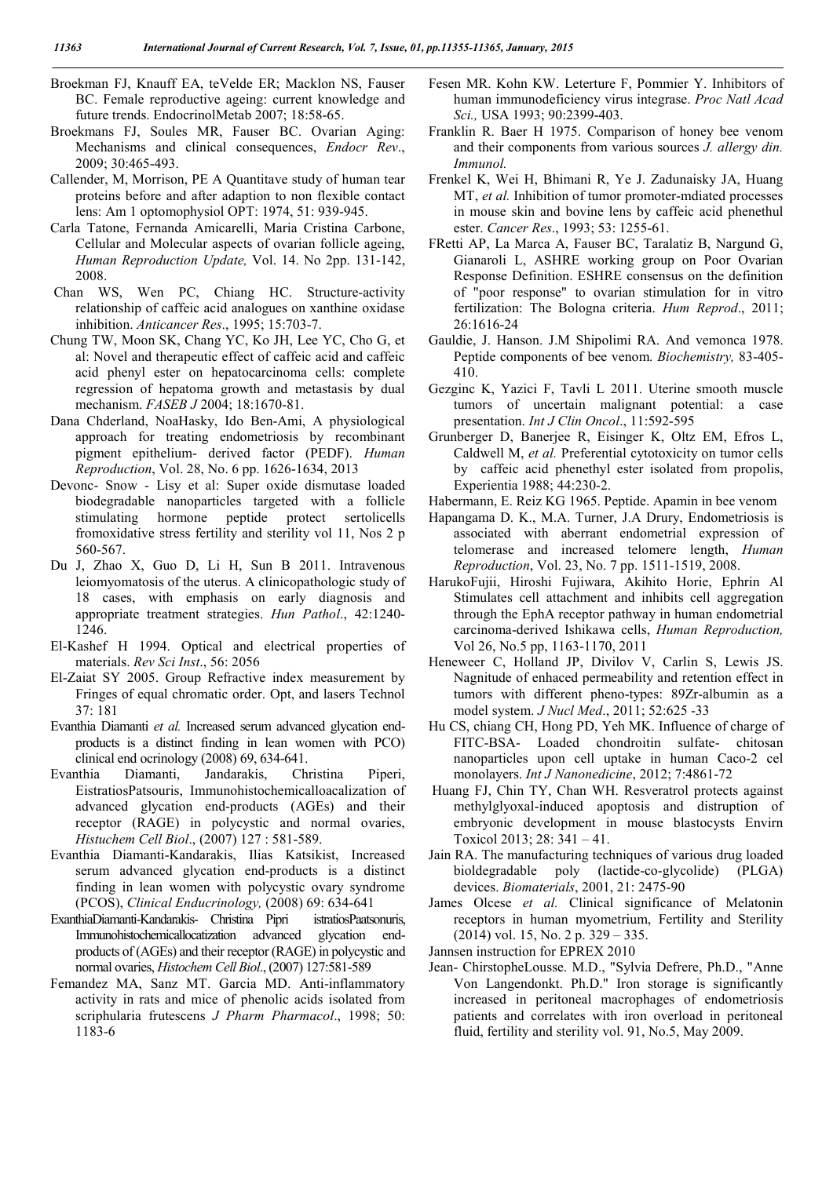Broekman FJ, Knauff EA, teVelde ER; Macklon NS, Fauser BC. Female reproductive ageing: current knowledge and future trends. EndocrinolMetab 2007; 18:58-65.

Broekmans FJ, Soules MR, Fauser BC. Ovarian Aging: Mechanisms and clinical consequences, *Endocr Rev*., 2009; 30:465-493.

Callender, M, Morrison, PE A Quantitave study of human tear proteins before and after adaption to non flexible contact lens: Am 1 optomophysiol OPT: 1974, 51: 939-945.

Carla Tatone, Fernanda Amicarelli, Maria Cristina Carbone, Cellular and Molecular aspects of ovarian follicle ageing, *Human Reproduction Update,* Vol. 14. No 2pp. 131-142, 2008.

Chan WS, Wen PC, Chiang HC. Structure-activity relationship of caffeic acid analogues on xanthine oxidase inhibition. *Anticancer Res*., 1995; 15:703-7.

Chung TW, Moon SK, Chang YC, Ko JH, Lee YC, Cho G, et al: Novel and therapeutic effect of caffeic acid and caffeic acid phenyl ester on hepatocarcinoma cells: complete regression of hepatoma growth and metastasis by dual mechanism. *FASEB J* 2004; 18:1670-81.

Dana Chderland, NoaHasky, Ido Ben-Ami, A physiological approach for treating endometriosis by recombinant pigment epithelium- derived factor (PEDF). *Human Reproduction*, Vol. 28, No. 6 pp. 1626-1634, 2013

Devonc- Snow - Lisy et al: Super oxide dismutase loaded biodegradable nanoparticles targeted with a follicle stimulating hormone peptide protect sertolicells fromoxidative stress fertility and sterility vol 11, Nos 2 p 560-567.

Du J, Zhao X, Guo D, Li H, Sun B 2011. Intravenous leiomyomatosis of the uterus. A clinicopathologic study of 18 cases, with emphasis on early diagnosis and appropriate treatment strategies. *Hun Pathol*., 42:1240-1246.

El-Kashef H 1994. Optical and electrical properties of materials. *Rev Sci Inst*., 56: 2056

El-Zaiat SY 2005. Group Refractive index measurement by Fringes of equal chromatic order. Opt, and lasers Technol 37: 181

Evanthia Diamanti *et al.* Increased serum advanced glycation end-products is a distinct finding in lean women with PCO) clinical end ocrinology (2008) 69, 634-641.

Evanthia Diamanti, Jandarakis, Christina Piperi, EistratiosPatsouris, Immunohistochemicalloacalization of advanced glycation end-products (AGEs) and their receptor (RAGE) in polycystic and normal ovaries, *Histuchem Cell Biol*., (2007) 127 : 581-589.

Evanthia Diamanti-Kandarakis, Ilias Katsikist, Increased serum advanced glycation end-products is a distinct finding in lean women with polycystic ovary syndrome (PCOS), *Clinical Enducrinology,* (2008) 69: 634-641

ExanthiaDiamanti-Kandarakis- Christina Pipri istratiosPaatsonuris, Immunohistochemicallocatization advanced glycation end-products of (AGEs) and their receptor (RAGE) in polycystic and normal ovaries, *Histochem Cell Biol*., (2007) 127:581-589

Femandez MA, Sanz MT. Garcia MD. Anti-inflammatory activity in rats and mice of phenolic acids isolated from scriphularia frutescens *J Pharm Pharmacol*., 1998; 50: 1183-6

Fesen MR. Kohn KW. Leterture F, Pommier Y. Inhibitors of human immunodeficiency virus integrase. *Proc Natl Acad Sci.,* USA 1993; 90:2399-403.

Franklin R. Baer H 1975. Comparison of honey bee venom and their components from various sources *J. allergy din. Immunol.*

Frenkel K, Wei H, Bhimani R, Ye J. Zadunaisky JA, Huang MT, *et al.* Inhibition of tumor promoter-mdiated processes in mouse skin and bovine lens by caffeic acid phenethul ester. *Cancer Res*., 1993; 53: 1255-61.

FRetti AP, La Marca A, Fauser BC, Taralatiz B, Nargund G, Gianaroli L, ASHRE working group on Poor Ovarian Response Definition. ESHRE consensus on the definition of "poor response" to ovarian stimulation for in vitro fertilization: The Bologna criteria. *Hum Reprod*., 2011; 26:1616-24

Gauldie, J. Hanson. J.M Shipolimi RA. And vemonca 1978. Peptide components of bee venom. *Biochemistry,* 83-405-410.

Gezginc K, Yazici F, Tavli L 2011. Uterine smooth muscle tumors of uncertain malignant potential: a case presentation. *Int J Clin Oncol*., 11:592-595

Grunberger D, Banerjee R, Eisinger K, Oltz EM, Efros L, Caldwell M, *et al.* Preferential cytotoxicity on tumor cells by caffeic acid phenethyl ester isolated from propolis, Experientia 1988; 44:230-2.

Habermann, E. Reiz KG 1965. Peptide. Apamin in bee venom

Hapangama D. K., M.A. Turner, J.A Drury, Endometriosis is associated with aberrant endometrial expression of telomerase and increased telomere length, *Human Reproduction*, Vol. 23, No. 7 pp. 1511-1519, 2008.

HarukoFujii, Hiroshi Fujiwara, Akihito Horie, Ephrin Al Stimulates cell attachment and inhibits cell aggregation through the EphA receptor pathway in human endometrial carcinoma-derived Ishikawa cells, *Human Reproduction,* Vol 26, No.5 pp, 1163-1170, 2011

Heneweer C, Holland JP, Divilov V, Carlin S, Lewis JS. Nagnitude of enhaced permeability and retention effect in tumors with different pheno-types: 89Zr-albumin as a model system. *J Nucl Med*., 2011; 52:625 -33

Hu CS, chiang CH, Hong PD, Yeh MK. Influence of charge of FITC-BSA- Loaded chondroitin sulfate- chitosan nanoparticles upon cell uptake in human Caco-2 cel monolayers. *Int J Nanonedicine*, 2012; 7:4861-72

Huang FJ, Chin TY, Chan WH. Resveratrol protects against methylglyoxal-induced apoptosis and distruption of embryonic development in mouse blastocysts Envirn Toxicol 2013; 28: 341 – 41.

Jain RA. The manufacturing techniques of various drug loaded bioldegradable poly (lactide-co-glycolide) (PLGA) devices. *Biomaterials*, 2001, 21: 2475-90

James Olcese *et al.* Clinical significance of Melatonin receptors in human myometrium, Fertility and Sterility (2014) vol. 15, No. 2 p. 329 – 335.

Jannsen instruction for EPREX 2010

Jean- ChirstopheLousse. M.D., "Sylvia Defrere, Ph.D., "Anne Von Langendonkt. Ph.D." Iron storage is significantly increased in peritoneal macrophages of endometriosis patients and correlates with iron overload in peritoneal fluid, fertility and sterility vol. 91, No.5, May 2009.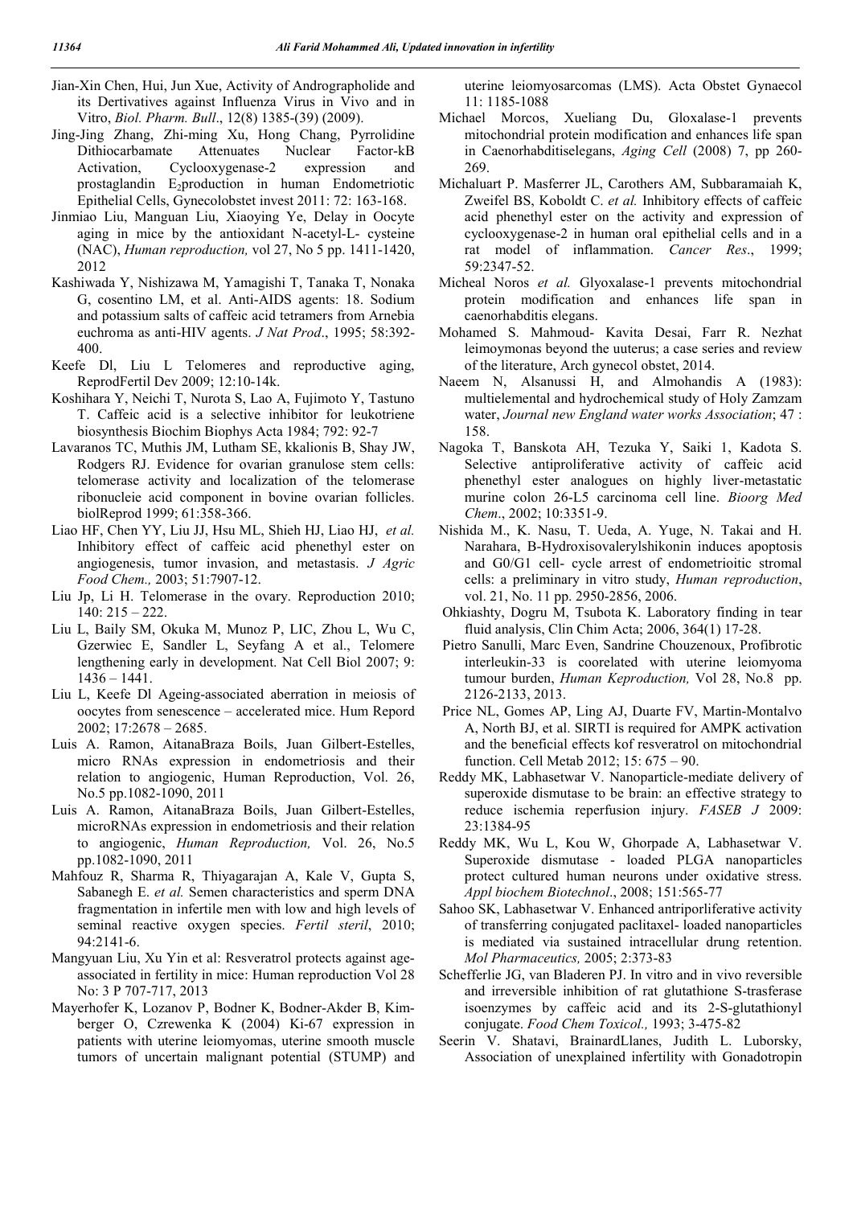Jian-Xin Chen, Hui, Jun Xue, Activity of Andrographolide and its Derivatives against Influenza Virus in Vivo and in Vitro, *Biol. Pharm. Bull*., 12(8) 1385-(39) (2009).

Jing-Jing Zhang, Zhi-ming Xu, Hong Chang, Pyrrolidine Dithiocarbamate Attenuates Nuclear Factor-kB Activation, Cyclooxygenase-2 expression and prostaglandin $E_2$production in human Endometriotic Epithelial Cells, Gynecolobstet invest 2011: 72: 163-168.

Jinmiao Liu, Manguan Liu, Xiaoying Ye, Delay in Oocyte aging in mice by the antioxidant N-acetyl-L- cysteine (NAC), *Human reproduction,* vol 27, No 5 pp. 1411-1420, 2012

Kashiwada Y, Nishizawa M, Yamagishi T, Tanaka T, Nonaka G, cosentino LM, et al. Anti-AIDS agents: 18. Sodium and potassium salts of caffeic acid tetramers from Arnebia euchroma as anti-HIV agents. *J Nat Prod*., 1995; 58:392-400.

Keefe Dl, Liu L Telomeres and reproductive aging, ReprodFertil Dev 2009; 12:10-14k.

Koshihara Y, Neichi T, Nurota S, Lao A, Fujimoto Y, Tastuno T. Caffeic acid is a selective inhibitor for leukotriene biosynthesis Biochim Biophys Acta 1984; 792: 92-7

Lavaranos TC, Muthis JM, Lutham SE, kkalionis B, Shay JW, Rodgers RJ. Evidence for ovarian granulose stem cells: telomerase activity and localization of the telomerase ribonucleie acid component in bovine ovarian follicles. biolReprod 1999; 61:358-366.

Liao HF, Chen YY, Liu JJ, Hsu ML, Shieh HJ, Liao HJ, *et al.* Inhibitory effect of caffeic acid phenethyl ester on angiogenesis, tumor invasion, and metastasis. *J Agric Food Chem.,* 2003; 51:7907-12.

Liu Jp, Li H. Telomerase in the ovary. Reproduction 2010; 140: 215 – 222.

Liu L, Baily SM, Okuka M, Munoz P, LIC, Zhou L, Wu C, Gzerwiec E, Sandler L, Seyfang A et al., Telomere lengthening early in development. Nat Cell Biol 2007; 9: 1436 – 1441.

Liu L, Keefe Dl Ageing-associated aberration in meiosis of oocytes from senescence – accelerated mice. Hum Repord 2002; 17:2678 – 2685.

Luis A. Ramon, AitanaBraza Boils, Juan Gilbert-Estelles, micro RNAs expression in endometriosis and their relation to angiogenic, Human Reproduction, Vol. 26, No.5 pp.1082-1090, 2011

Luis A. Ramon, AitanaBraza Boils, Juan Gilbert-Estelles, microRNAs expression in endometriosis and their relation to angiogenic, *Human Reproduction,* Vol. 26, No.5 pp.1082-1090, 2011

Mahfouz R, Sharma R, Thiyagarajan A, Kale V, Gupta S, Sabanegh E. *et al.* Semen characteristics and sperm DNA fragmentation in infertile men with low and high levels of seminal reactive oxygen species. *Fertil steril*, 2010; 94:2141-6.

Mangyuan Liu, Xu Yin et al: Resveratrol protects against age-associated in fertility in mice: Human reproduction Vol 28 No: 3 P 707-717, 2013

Mayerhofer K, Lozanov P, Bodner K, Bodner-Akder B, Kim-berger O, Czrewenka K (2004) Ki-67 expression in patients with uterine leiomyomas, uterine smooth muscle tumors of uncertain malignant potential (STUMP) and uterine leiomyosarcomas (LMS). Acta Obstet Gynaecol 11: 1185-1088

Michael Morcos, Xueliang Du, Gloxalase-1 prevents mitochondrial protein modification and enhances life span in Caenorhabditiselegans, *Aging Cell* (2008) 7, pp 260-269.

Michaluart P. Masferrer JL, Carothers AM, Subbaramaiah K, Zweifel BS, Koboldt C. *et al.* Inhibitory effects of caffeic acid phenethyl ester on the activity and expression of cyclooxygenase-2 in human oral epithelial cells and in a rat model of inflammation. *Cancer Res*., 1999; 59:2347-52.

Micheal Noros *et al.* Glyoxalase-1 prevents mitochondrial protein modification and enhances life span in caenorhabditis elegans.

Mohamed S. Mahmoud- Kavita Desai, Farr R. Nezhat leimoymonas beyond the uuterus; a case series and review of the literature, Arch gynecol obstet, 2014.

Naeem N, Alsanussi H, and Almohandis A (1983): multielemental and hydrochemical study of Holy Zamzam water, *Journal new England water works Association*; 47 : 158.

Nagoka T, Banskota AH, Tezuka Y, Saiki 1, Kadota S. Selective antiproliferative activity of caffeic acid phenethyl ester analogues on highly liver-metastatic murine colon 26-L5 carcinoma cell line. *Bioorg Med Chem*., 2002; 10:3351-9.

Nishida M., K. Nasu, T. Ueda, A. Yuge, N. Takai and H. Narahara, B-Hydroxisovalerylshikonin induces apoptosis and G0/G1 cell- cycle arrest of endometrioitic stromal cells: a preliminary in vitro study, *Human reproduction*, vol. 21, No. 11 pp. 2950-2856, 2006.

Ohkiashty, Dogru M, Tsubota K. Laboratory finding in tear fluid analysis, Clin Chim Acta; 2006, 364(1) 17-28.

Pietro Sanulli, Marc Even, Sandrine Chouzenoux, Profibrotic interleukin-33 is coorelated with uterine leiomyoma tumour burden, *Human Keproduction,* Vol 28, No.8 pp. 2126-2133, 2013.

Price NL, Gomes AP, Ling AJ, Duarte FV, Martin-Montalvo A, North BJ, et al. SIRTI is required for AMPK activation and the beneficial effects kof resveratrol on mitochondrial function. Cell Metab 2012; 15: 675 – 90.

Reddy MK, Labhasetwar V. Nanoparticle-mediate delivery of superoxide dismutase to be brain: an effective strategy to reduce ischemia reperfusion injury. *FASEB J* 2009: 23:1384-95

Reddy MK, Wu L, Kou W, Ghorpade A, Labhasetwar V. Superoxide dismutase - loaded PLGA nanoparticles protect cultured human neurons under oxidative stress. *Appl biochem Biotechnol*., 2008; 151:565-77

Sahoo SK, Labhasetwar V. Enhanced antriporliferative activity of transferring conjugated paclitaxel- loaded nanoparticles is mediated via sustained intracellular drung retention. *Mol Pharmaceutics,* 2005; 2:373-83

Schefferlie JG, van Bladeren PJ. In vitro and in vivo reversible and irreversible inhibition of rat glutathione S-trasferase isoenzymes by caffeic acid and its 2-S-glutathionyl conjugate. *Food Chem Toxicol.,* 1993; 3-475-82

Seerin V. Shatavi, BrainardLlanes, Judith L. Luborsky, Association of unexplained infertility with Gonadotropin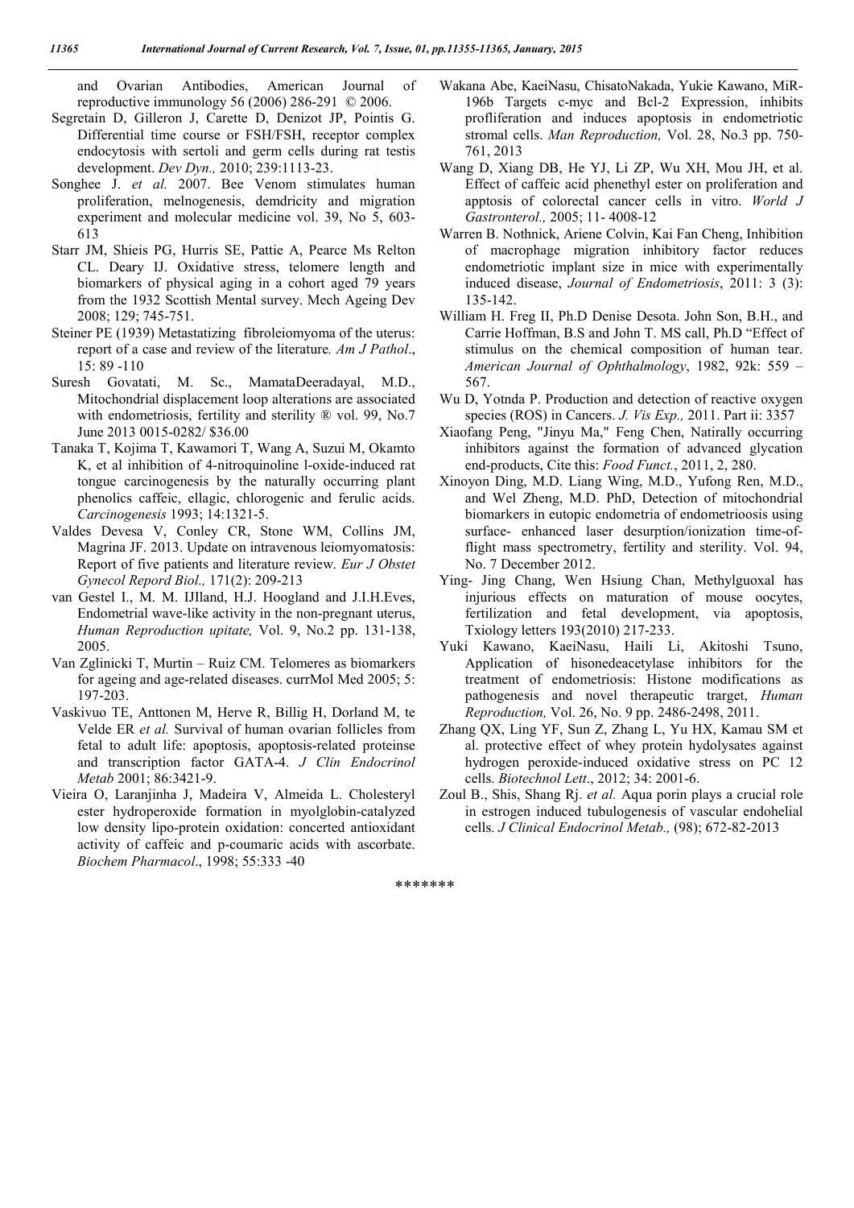and Ovarian Antibodies, American Journal of reproductive immunology 56 (2006) 286-291 © 2006.

Segretain D, Gilleron J, Carette D, Denizot JP, Pointis G. Differential time course or FSH/FSH, receptor complex endocytosis with sertoli and germ cells during rat testis development. *Dev Dyn.,* 2010; 239:1113-23.

Songhee J. *et al.* 2007. Bee Venom stimulates human proliferation, melnogenesis, demdricity and migration experiment and molecular medicine vol. 39, No 5, 603-613

Starr JM, Shieis PG, Hurris SE, Pattie A, Pearce Ms Relton CL. Deary IJ. Oxidative stress, telomere length and biomarkers of physical aging in a cohort aged 79 years from the 1932 Scottish Mental survey. Mech Ageing Dev 2008; 129; 745-751.

Steiner PE (1939) Metastatizing fibroleiomyoma of the uterus: report of a case and review of the literature*. Am J Pathol*., 15: 89 -110

Suresh Govatati, M. Sc., MamataDeeradayal, M.D., Mitochondrial displacement loop alterations are associated with endometriosis, fertility and sterility ® vol. 99, No.7 June 2013 0015-0282/ $36.00

Tanaka T, Kojima T, Kawamori T, Wang A, Suzui M, Okamto K, et al inhibition of 4-nitroquinoline l-oxide-induced rat tongue carcinogenesis by the naturally occurring plant phenolics caffeic, ellagic, chlorogenic and ferulic acids. *Carcinogenesis* 1993; 14:1321-5.

Valdes Devesa V, Conley CR, Stone WM, Collins JM, Magrina JF. 2013. Update on intravenous leiomyomatosis: Report of five patients and literature review. *Eur J Obstet Gynecol Repord Biol.,* 171(2): 209-213

van Gestel I., M. M. IJIland, H.J. Hoogland and J.I.H.Eves, Endometrial wave-like activity in the non-pregnant uterus, *Human Reproduction upitate,* Vol. 9, No.2 pp. 131-138, 2005.

Van Zglinicki T, Murtin – Ruiz CM. Telomeres as biomarkers for ageing and age-related diseases. currMol Med 2005; 5: 197-203.

Vaskivuo TE, Anttonen M, Herve R, Billig H, Dorland M, te Velde ER *et al.* Survival of human ovarian follicles from fetal to adult life: apoptosis, apoptosis-related proteinse and transcription factor GATA-4. *J Clin Endocrinol Metab* 2001; 86:3421-9.

Vieira O, Laranjinha J, Madeira V, Almeida L. Cholesteryl ester hydroperoxide formation in myolglobin-catalyzed low density lipo-protein oxidation: concerted antioxidant activity of caffeic and p-coumaric acids with ascorbate. *Biochem Pharmacol*., 1998; 55:333 -40

Wakana Abe, KaeiNasu, ChisatoNakada, Yukie Kawano, MiR-196b Targets c-myc and Bcl-2 Expression, inhibits profliferation and induces apoptosis in endometriotic stromal cells. *Man Reproduction,* Vol. 28, No.3 pp. 750-761, 2013

Wang D, Xiang DB, He YJ, Li ZP, Wu XH, Mou JH, et al. Effect of caffeic acid phenethyl ester on proliferation and apoptosis of colorectal cancer cells in vitro. *World J Gastronterol.,* 2005; 11- 4008-12

Warren B. Nothnick, Ariene Colvin, Kai Fan Cheng, Inhibition of macrophage migration inhibitory factor reduces endometriotic implant size in mice with experimentally induced disease, *Journal of Endometriosis*, 2011: 3 (3): 135-142.

William H. Freg II, Ph.D Denise Desota. John Son, B.H., and Carrie Hoffman, B.S and John T. MS call, Ph.D "Effect of stimulus on the chemical composition of human tear. *American Journal of Ophthalmology*, 1982, 92k: 559 – 567.

Wu D, Yotnda P. Production and detection of reactive oxygen species (ROS) in Cancers. *J. Vis Exp.,* 2011. Part ii: 3357

Xiaofang Peng, "Jinyu Ma," Feng Chen, Natirally occurring inhibitors against the formation of advanced glycation end-products, Cite this: *Food Funct.*, 2011, 2, 280.

Xinoyon Ding, M.D. Liang Wing, M.D., Yufong Ren, M.D., and Wel Zheng, M.D. PhD, Detection of mitochondrial biomarkers in eutopic endometria of endometrioosis using surface- enhanced laser desurption/ionization time-of-flight mass spectrometry, fertility and sterility. Vol. 94, No. 7 December 2012.

Ying- Jing Chang, Wen Hsiung Chan, Methylguoxal has injurious effects on maturation of mouse oocytes, fertilization and fetal development, via apoptosis, Txiology letters 193(2010) 217-233.

Yuki Kawano, KaeiNasu, Haili Li, Akitoshi Tsuno, Application of hisonedeacetylase inhibitors for the treatment of endometriosis: Histone modifications as pathogenesis and novel therapeutic trarget, *Human Reproduction,* Vol. 26, No. 9 pp. 2486-2498, 2011.

Zhang QX, Ling YF, Sun Z, Zhang L, Yu HX, Kamau SM et al. protective effect of whey protein hydolysates against hydrogen peroxide-induced oxidative stress on PC 12 cells. *Biotechnol Lett*., 2012; 34: 2001-6.

Zoul B., Shis, Shang Rj. *et al.* Aqua porin plays a crucial role in estrogen induced tubulogenesis of vascular endohelial cells. *J Clinical Endocrinol Metab.,* (98); 672-82-2013

\*\*\*\*\*\*\*